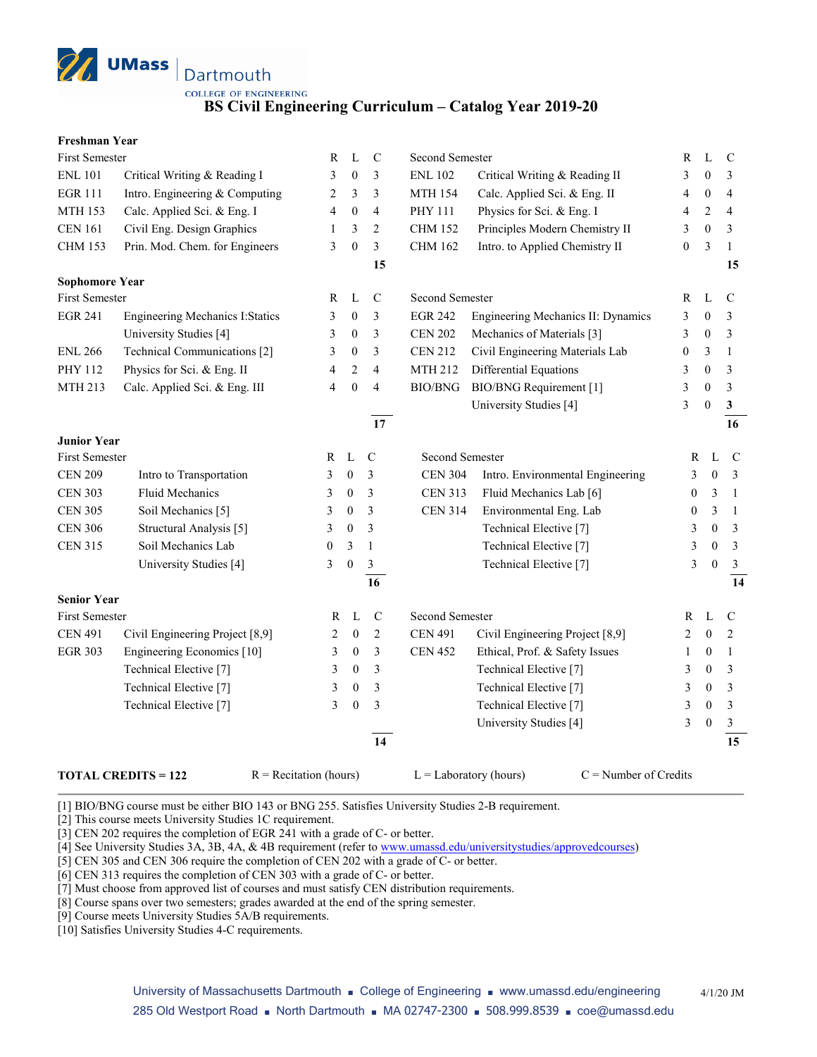UMass Dartmouth
COLLEGE OF ENGINEERING

# BS Civil Engineering Curriculum – Catalog Year 2019-20

## Freshman Year

| First Semester | | R | L | C | Second Semester | | R | L | C |
|---|---|---|---|---|---|---|---|---|---|
| ENL 101 | Critical Writing & Reading I | 3 | 0 | 3 | ENL 102 | Critical Writing & Reading II | 3 | 0 | 3 |
| EGR 111 | Intro. Engineering & Computing | 2 | 3 | 3 | MTH 154 | Calc. Applied Sci. & Eng. II | 4 | 0 | 4 |
| MTH 153 | Calc. Applied Sci. & Eng. I | 4 | 0 | 4 | PHY 111 | Physics for Sci. & Eng. I | 4 | 2 | 4 |
| CEN 161 | Civil Eng. Design Graphics | 1 | 3 | 2 | CHM 152 | Principles Modern Chemistry II | 3 | 0 | 3 |
| CHM 153 | Prin. Mod. Chem. for Engineers | 3 | 0 | 3 | CHM 162 | Intro. to Applied Chemistry II | 0 | 3 | 1 |
| | | | | **15** | | | | | **15** |

## Sophomore Year

| First Semester | | R | L | C | Second Semester | | R | L | C |
|---|---|---|---|---|---|---|---|---|---|
| EGR 241 | Engineering Mechanics I:Statics | 3 | 0 | 3 | EGR 242 | Engineering Mechanics II: Dynamics | 3 | 0 | 3 |
| | University Studies [4] | 3 | 0 | 3 | CEN 202 | Mechanics of Materials [3] | 3 | 0 | 3 |
| ENL 266 | Technical Communications [2] | 3 | 0 | 3 | CEN 212 | Civil Engineering Materials Lab | 0 | 3 | 1 |
| PHY 112 | Physics for Sci. & Eng. II | 4 | 2 | 4 | MTH 212 | Differential Equations | 3 | 0 | 3 |
| MTH 213 | Calc. Applied Sci. & Eng. III | 4 | 0 | 4 | BIO/BNG | BIO/BNG Requirement [1] | 3 | 0 | 3 |
| | | | | | | University Studies [4] | 3 | 0 | 3 |
| | | | | **17** | | | | | **16** |

## Junior Year

| First Semester | | R | L | C | Second Semester | | R | L | C |
|---|---|---|---|---|---|---|---|---|---|
| CEN 209 | Intro to Transportation | 3 | 0 | 3 | CEN 304 | Intro. Environmental Engineering | 3 | 0 | 3 |
| CEN 303 | Fluid Mechanics | 3 | 0 | 3 | CEN 313 | Fluid Mechanics Lab [6] | 0 | 3 | 1 |
| CEN 305 | Soil Mechanics [5] | 3 | 0 | 3 | CEN 314 | Environmental Eng. Lab | 0 | 3 | 1 |
| CEN 306 | Structural Analysis [5] | 3 | 0 | 3 | | Technical Elective [7] | 3 | 0 | 3 |
| CEN 315 | Soil Mechanics Lab | 0 | 3 | 1 | | Technical Elective [7] | 3 | 0 | 3 |
| | University Studies [4] | 3 | 0 | 3 | | Technical Elective [7] | 3 | 0 | 3 |
| | | | | **16** | | | | | **14** |

## Senior Year

| First Semester | | R | L | C | Second Semester | | R | L | C |
|---|---|---|---|---|---|---|---|---|---|
| CEN 491 | Civil Engineering Project [8,9] | 2 | 0 | 2 | CEN 491 | Civil Engineering Project [8,9] | 2 | 0 | 2 |
| EGR 303 | Engineering Economics [10] | 3 | 0 | 3 | CEN 452 | Ethical, Prof. & Safety Issues | 1 | 0 | 1 |
| | Technical Elective [7] | 3 | 0 | 3 | | Technical Elective [7] | 3 | 0 | 3 |
| | Technical Elective [7] | 3 | 0 | 3 | | Technical Elective [7] | 3 | 0 | 3 |
| | Technical Elective [7] | 3 | 0 | 3 | | Technical Elective [7] | 3 | 0 | 3 |
| | | | | | | University Studies [4] | 3 | 0 | 3 |
| | | | | **14** | | | | | **15** |

**TOTAL CREDITS = 122** R = Recitation (hours) L = Laboratory (hours) C = Number of Credits

[1] BIO/BNG course must be either BIO 143 or BNG 255. Satisfies University Studies 2-B requirement.
[2] This course meets University Studies 1C requirement.
[3] CEN 202 requires the completion of EGR 241 with a grade of C- or better.
[4] See University Studies 3A, 3B, 4A, & 4B requirement (refer to www.umassd.edu/universitystudies/approvedcourses)
[5] CEN 305 and CEN 306 require the completion of CEN 202 with a grade of C- or better.
[6] CEN 313 requires the completion of CEN 303 with a grade of C- or better.
[7] Must choose from approved list of courses and must satisfy CEN distribution requirements.
[8] Course spans over two semesters; grades awarded at the end of the spring semester.
[9] Course meets University Studies 5A/B requirements.
[10] Satisfies University Studies 4-C requirements.

University of Massachusetts Dartmouth ■ College of Engineering ■ www.umassd.edu/engineering
285 Old Westport Road ■ North Dartmouth ■ MA 02747-2300 ■ 508.999.8539 ■ coe@umassd.edu

4/1/20 JM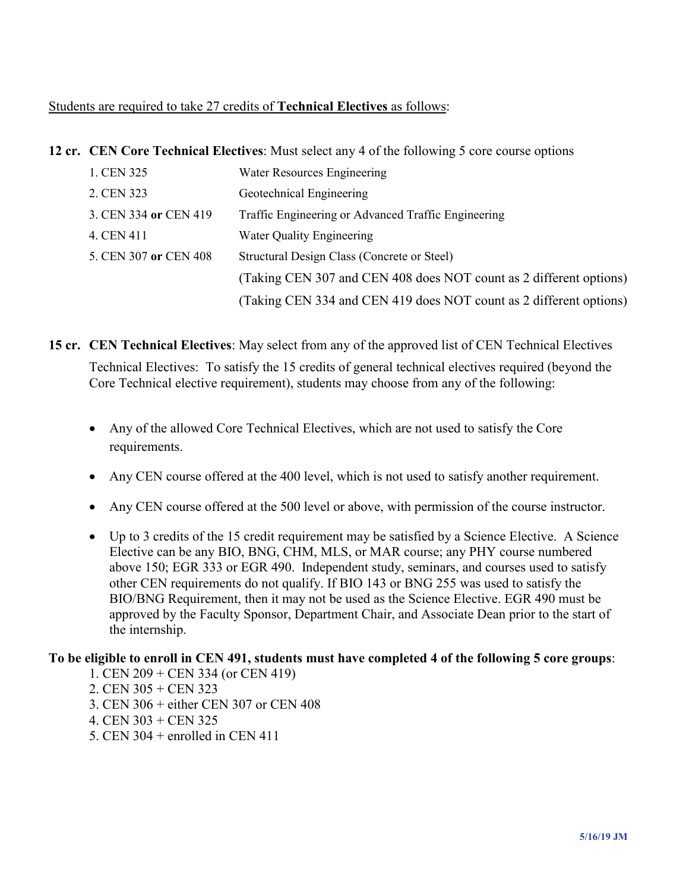Students are required to take 27 credits of **Technical Electives** as follows:

**12 cr. CEN Core Technical Electives**: Must select any 4 of the following 5 core course options

| | |
|---|---|
| 1. CEN 325 | Water Resources Engineering |
| 2. CEN 323 | Geotechnical Engineering |
| 3. CEN 334 **or** CEN 419 | Traffic Engineering or Advanced Traffic Engineering |
| 4. CEN 411 | Water Quality Engineering |
| 5. CEN 307 **or** CEN 408 | Structural Design Class (Concrete or Steel) |
| | (Taking CEN 307 and CEN 408 does NOT count as 2 different options) |
| | (Taking CEN 334 and CEN 419 does NOT count as 2 different options) |

**15 cr. CEN Technical Electives**: May select from any of the approved list of CEN Technical Electives

Technical Electives: To satisfy the 15 credits of general technical electives required (beyond the Core Technical elective requirement), students may choose from any of the following:

- Any of the allowed Core Technical Electives, which are not used to satisfy the Core requirements.
- Any CEN course offered at the 400 level, which is not used to satisfy another requirement.
- Any CEN course offered at the 500 level or above, with permission of the course instructor.
- Up to 3 credits of the 15 credit requirement may be satisfied by a Science Elective. A Science Elective can be any BIO, BNG, CHM, MLS, or MAR course; any PHY course numbered above 150; EGR 333 or EGR 490. Independent study, seminars, and courses used to satisfy other CEN requirements do not qualify. If BIO 143 or BNG 255 was used to satisfy the BIO/BNG Requirement, then it may not be used as the Science Elective. EGR 490 must be approved by the Faculty Sponsor, Department Chair, and Associate Dean prior to the start of the internship.

**To be eligible to enroll in CEN 491, students must have completed 4 of the following 5 core groups**:

1. CEN 209 + CEN 334 (or CEN 419)
2. CEN 305 + CEN 323
3. CEN 306 + either CEN 307 or CEN 408
4. CEN 303 + CEN 325
5. CEN 304 + enrolled in CEN 411

5/16/19 JM